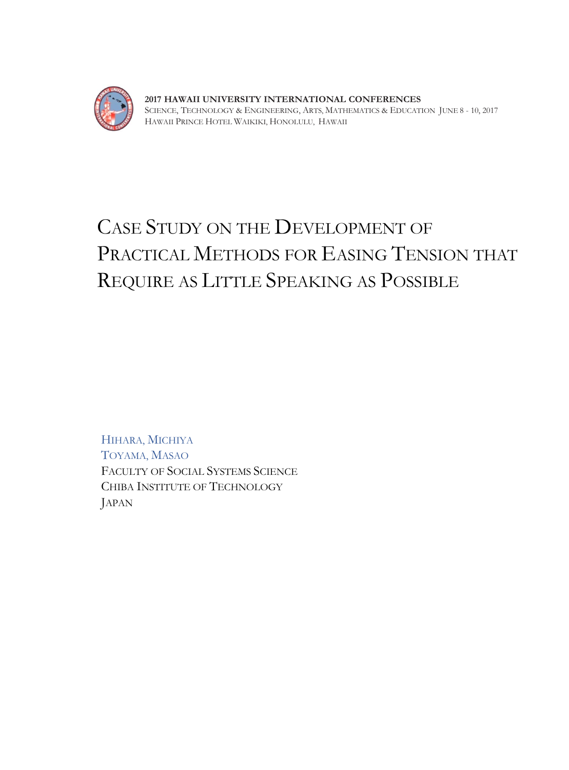2017 HAWAII UNIVERSITY INTERNATIONAL CONFERENCES
SCIENCE, TECHNOLOGY & ENGINEERING, ARTS, MATHEMATICS & EDUCATION JUNE 8 - 10, 2017
HAWAII PRINCE HOTEL WAIKIKI, HONOLULU, HAWAII

# CASE STUDY ON THE DEVELOPMENT OF PRACTICAL METHODS FOR EASING TENSION THAT REQUIRE AS LITTLE SPEAKING AS POSSIBLE

HIHARA, MICHIYA
TOYAMA, MASAO
FACULTY OF SOCIAL SYSTEMS SCIENCE
CHIBA INSTITUTE OF TECHNOLOGY
JAPAN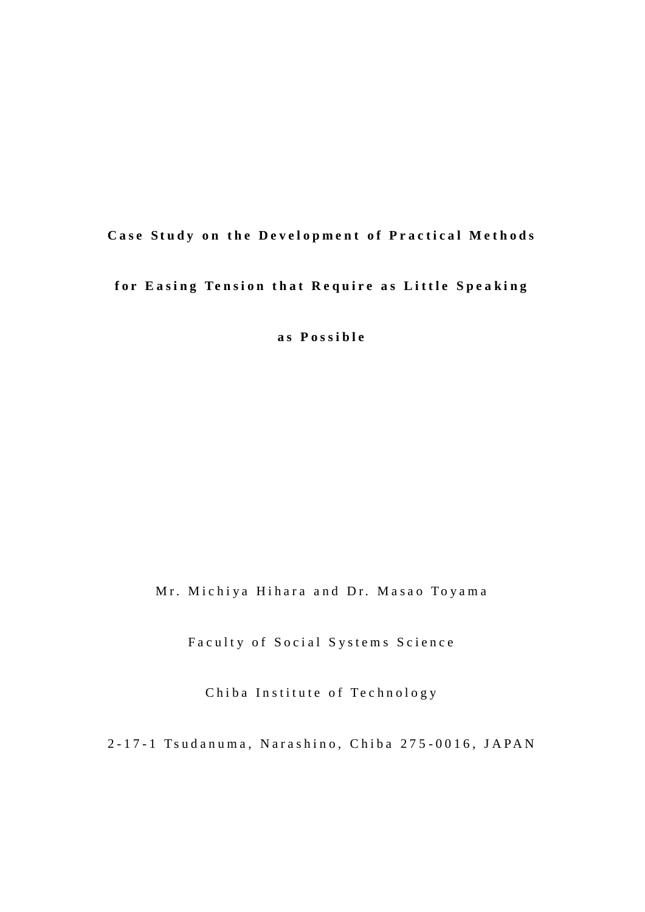# Case Study on the Development of Practical Methods for Easing Tension that Require as Little Speaking as Possible

Mr. Michiya Hihara and Dr. Masao Toyama

Faculty of Social Systems Science

Chiba Institute of Technology

2-17-1 Tsudanuma, Narashino, Chiba 275-0016, JAPAN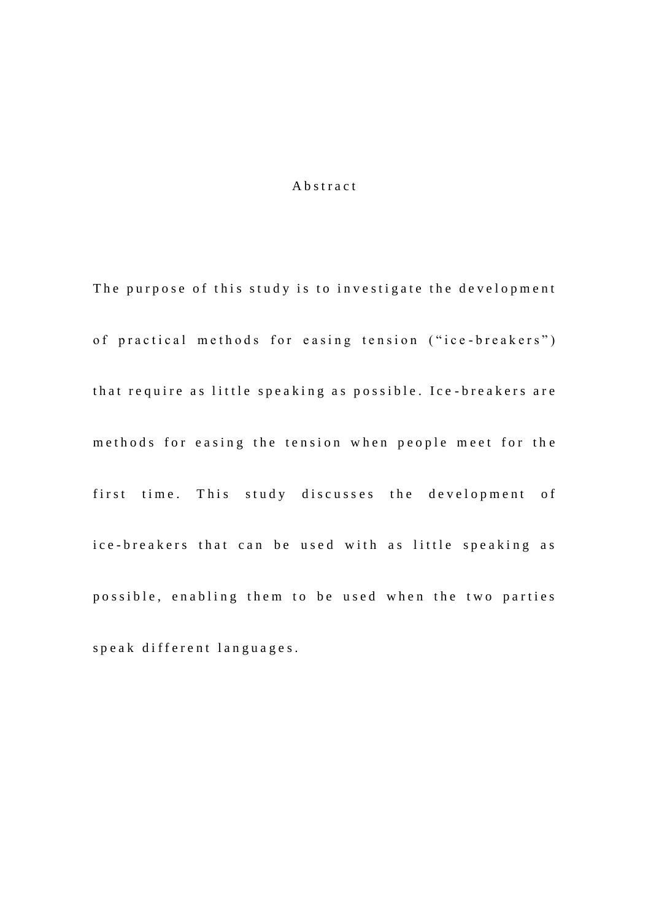# Abstract

The purpose of this study is to investigate the development of practical methods for easing tension (“ice-breakers”) that require as little speaking as possible. Ice-breakers are methods for easing the tension when people meet for the first time. This study discusses the development of ice-breakers that can be used with as little speaking as possible, enabling them to be used when the two parties speak different languages.